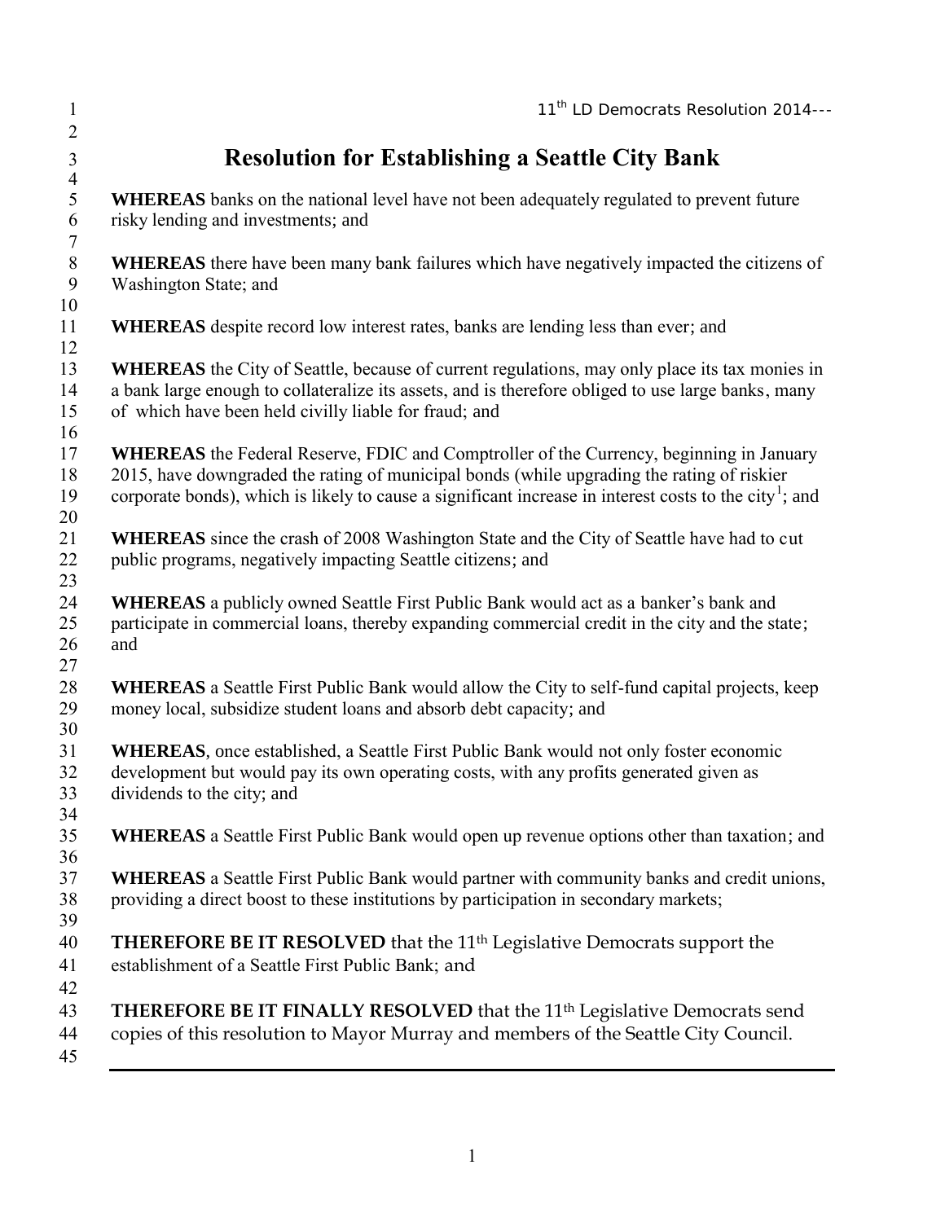# Resolution for Establishing a Seattle City Bank

**WHEREAS** banks on the national level have not been adequately regulated to prevent future risky lending and investments; and

**WHEREAS** there have been many bank failures which have negatively impacted the citizens of Washington State; and

**WHEREAS** despite record low interest rates, banks are lending less than ever; and

**WHEREAS** the City of Seattle, because of current regulations, may only place its tax monies in a bank large enough to collateralize its assets, and is therefore obliged to use large banks, many of which have been held civilly liable for fraud; and

**WHEREAS** the Federal Reserve, FDIC and Comptroller of the Currency, beginning in January 2015, have downgraded the rating of municipal bonds (while upgrading the rating of riskier corporate bonds), which is likely to cause a significant increase in interest costs to the city[1]; and

**WHEREAS** since the crash of 2008 Washington State and the City of Seattle have had to cut public programs, negatively impacting Seattle citizens; and

**WHEREAS** a publicly owned Seattle First Public Bank would act as a banker's bank and participate in commercial loans, thereby expanding commercial credit in the city and the state; and

**WHEREAS** a Seattle First Public Bank would allow the City to self-fund capital projects, keep money local, subsidize student loans and absorb debt capacity; and

**WHEREAS**, once established, a Seattle First Public Bank would not only foster economic development but would pay its own operating costs, with any profits generated given as dividends to the city; and

**WHEREAS** a Seattle First Public Bank would open up revenue options other than taxation; and

**WHEREAS** a Seattle First Public Bank would partner with community banks and credit unions, providing a direct boost to these institutions by participation in secondary markets;

**THEREFORE BE IT RESOLVED** that the 11th Legislative Democrats support the establishment of a Seattle First Public Bank; and

**THEREFORE BE IT FINALLY RESOLVED** that the 11th Legislative Democrats send copies of this resolution to Mayor Murray and members of the Seattle City Council.

---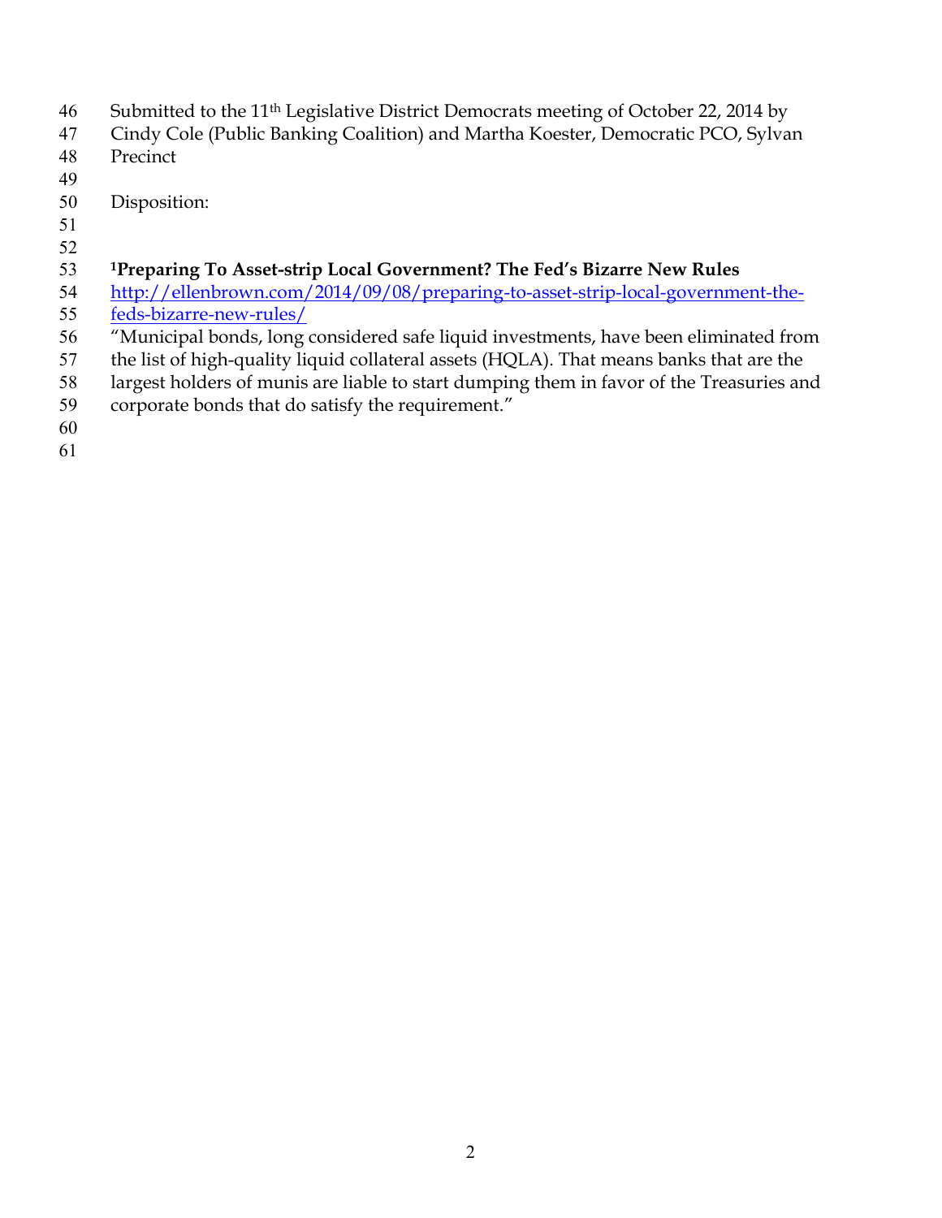Submitted to the 11th Legislative District Democrats meeting of October 22, 2014 by Cindy Cole (Public Banking Coalition) and Martha Koester, Democratic PCO, Sylvan Precinct

Disposition:

**[1]Preparing To Asset-strip Local Government? The Fed's Bizarre New Rules**

http://ellenbrown.com/2014/09/08/preparing-to-asset-strip-local-government-the-feds-bizarre-new-rules/

"Municipal bonds, long considered safe liquid investments, have been eliminated from the list of high-quality liquid collateral assets (HQLA). That means banks that are the largest holders of munis are liable to start dumping them in favor of the Treasuries and corporate bonds that do satisfy the requirement."